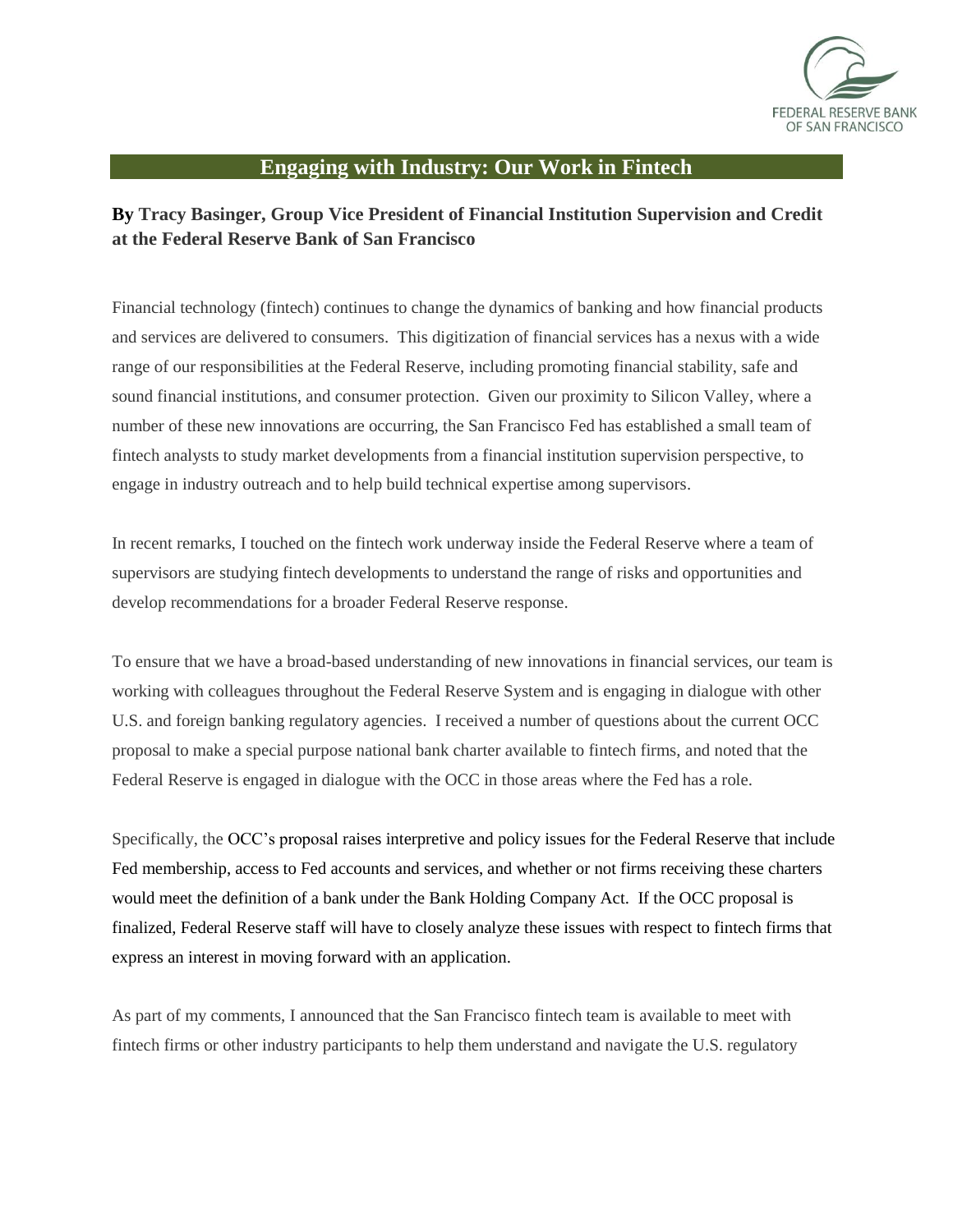# Engaging with Industry: Our Work in Fintech

**By Tracy Basinger, Group Vice President of Financial Institution Supervision and Credit at the Federal Reserve Bank of San Francisco**

Financial technology (fintech) continues to change the dynamics of banking and how financial products and services are delivered to consumers. This digitization of financial services has a nexus with a wide range of our responsibilities at the Federal Reserve, including promoting financial stability, safe and sound financial institutions, and consumer protection. Given our proximity to Silicon Valley, where a number of these new innovations are occurring, the San Francisco Fed has established a small team of fintech analysts to study market developments from a financial institution supervision perspective, to engage in industry outreach and to help build technical expertise among supervisors.

In recent remarks, I touched on the fintech work underway inside the Federal Reserve where a team of supervisors are studying fintech developments to understand the range of risks and opportunities and develop recommendations for a broader Federal Reserve response.

To ensure that we have a broad-based understanding of new innovations in financial services, our team is working with colleagues throughout the Federal Reserve System and is engaging in dialogue with other U.S. and foreign banking regulatory agencies. I received a number of questions about the current OCC proposal to make a special purpose national bank charter available to fintech firms, and noted that the Federal Reserve is engaged in dialogue with the OCC in those areas where the Fed has a role.

Specifically, the OCC's proposal raises interpretive and policy issues for the Federal Reserve that include Fed membership, access to Fed accounts and services, and whether or not firms receiving these charters would meet the definition of a bank under the Bank Holding Company Act. If the OCC proposal is finalized, Federal Reserve staff will have to closely analyze these issues with respect to fintech firms that express an interest in moving forward with an application.

As part of my comments, I announced that the San Francisco fintech team is available to meet with fintech firms or other industry participants to help them understand and navigate the U.S. regulatory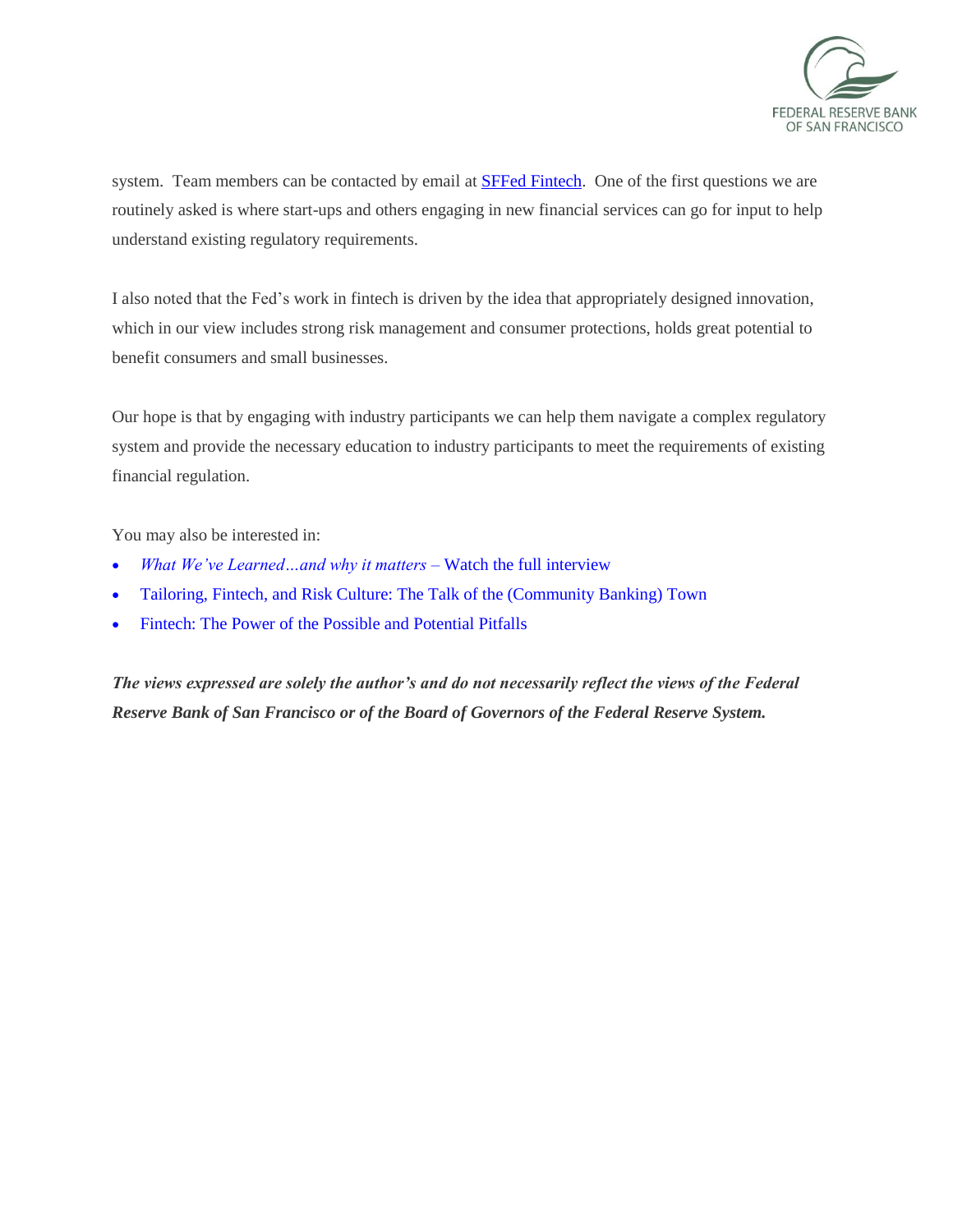system. Team members can be contacted by email at SFFed Fintech. One of the first questions we are routinely asked is where start-ups and others engaging in new financial services can go for input to help understand existing regulatory requirements.

I also noted that the Fed's work in fintech is driven by the idea that appropriately designed innovation, which in our view includes strong risk management and consumer protections, holds great potential to benefit consumers and small businesses.

Our hope is that by engaging with industry participants we can help them navigate a complex regulatory system and provide the necessary education to industry participants to meet the requirements of existing financial regulation.

You may also be interested in:

- *What We've Learned…and why it matters* – Watch the full interview
- Tailoring, Fintech, and Risk Culture: The Talk of the (Community Banking) Town
- Fintech: The Power of the Possible and Potential Pitfalls

***The views expressed are solely the author's and do not necessarily reflect the views of the Federal Reserve Bank of San Francisco or of the Board of Governors of the Federal Reserve System.***